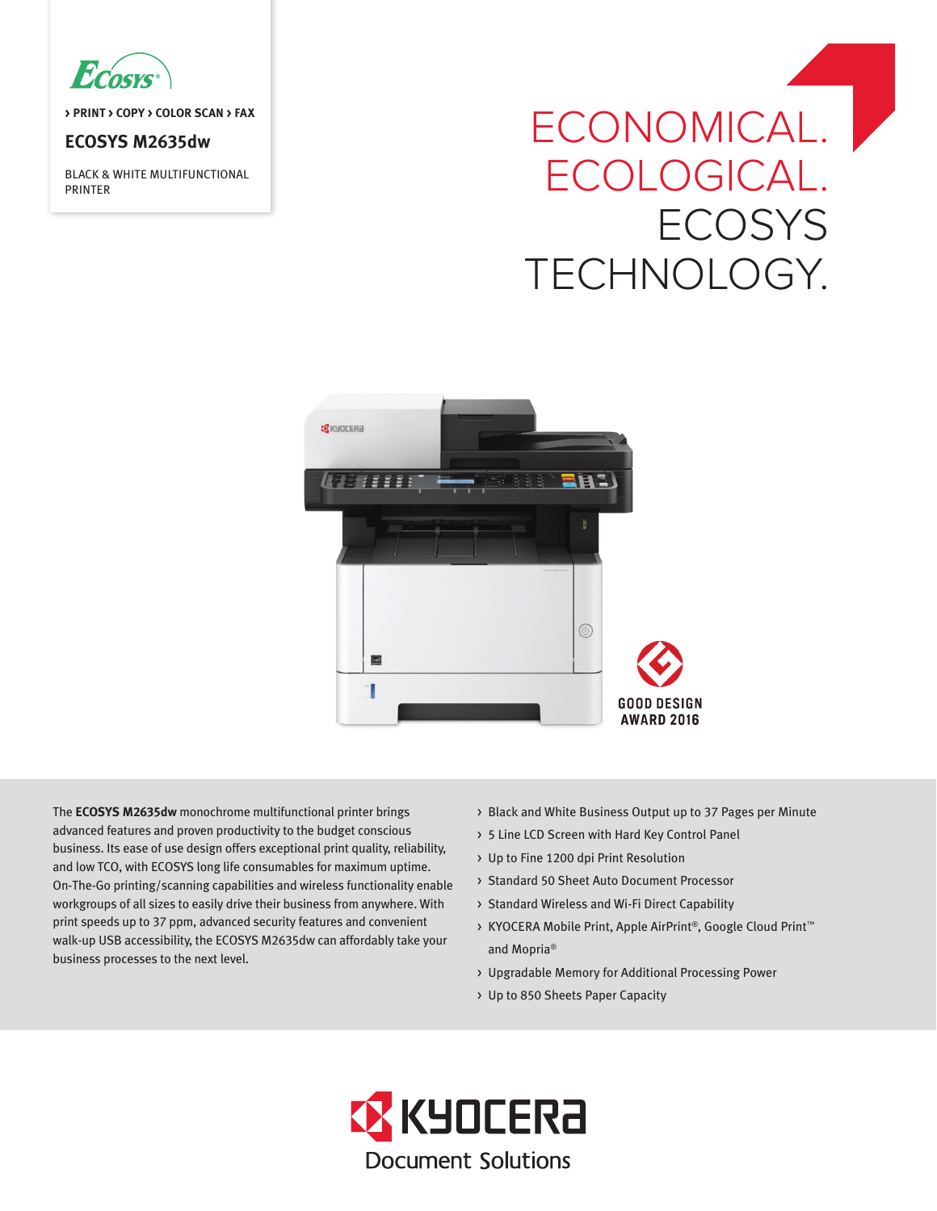› PRINT › COPY › COLOR SCAN › FAX

# ECOSYS M2635dw

BLACK & WHITE MULTIFUNCTIONAL PRINTER

## ECONOMICAL. ECOLOGICAL. ECOSYS TECHNOLOGY.

GOOD DESIGN AWARD 2016

The **ECOSYS M2635dw** monochrome multifunctional printer brings advanced features and proven productivity to the budget conscious business. Its ease of use design offers exceptional print quality, reliability, and low TCO, with ECOSYS long life consumables for maximum uptime. On-The-Go printing/scanning capabilities and wireless functionality enable workgroups of all sizes to easily drive their business from anywhere. With print speeds up to 37 ppm, advanced security features and convenient walk-up USB accessibility, the ECOSYS M2635dw can affordably take your business processes to the next level.

- Black and White Business Output up to 37 Pages per Minute
- 5 Line LCD Screen with Hard Key Control Panel
- Up to Fine 1200 dpi Print Resolution
- Standard 50 Sheet Auto Document Processor
- Standard Wireless and Wi-Fi Direct Capability
- KYOCERA Mobile Print, Apple AirPrint®, Google Cloud Print™ and Mopria®
- Upgradable Memory for Additional Processing Power
- Up to 850 Sheets Paper Capacity

KYOCERA Document Solutions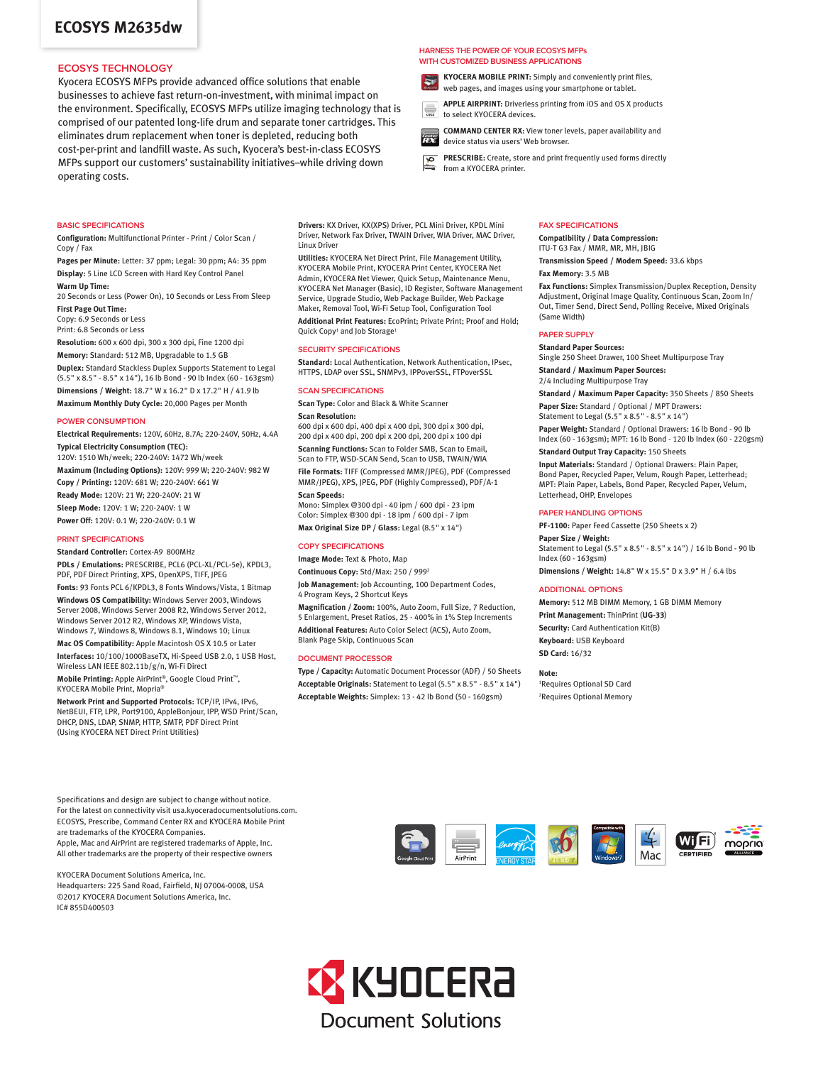# ECOSYS M2635dw

## ECOSYS TECHNOLOGY

Kyocera ECOSYS MFPs provide advanced office solutions that enable businesses to achieve fast return-on-investment, with minimal impact on the environment. Specifically, ECOSYS MFPs utilize imaging technology that is comprised of our patented long-life drum and separate toner cartridges. This eliminates drum replacement when toner is depleted, reducing both cost-per-print and landfill waste. As such, Kyocera's best-in-class ECOSYS MFPs support our customers' sustainability initiatives–while driving down operating costs.

## HARNESS THE POWER OF YOUR ECOSYS MFPs WITH CUSTOMIZED BUSINESS APPLICATIONS

**KYOCERA MOBILE PRINT:** Simply and conveniently print files, web pages, and images using your smartphone or tablet.

**APPLE AIRPRINT:** Driverless printing from iOS and OS X products to select KYOCERA devices.

**COMMAND CENTER RX:** View toner levels, paper availability and device status via users' Web browser.

**PRESCRIBE:** Create, store and print frequently used forms directly from a KYOCERA printer.

## BASIC SPECIFICATIONS

**Configuration:** Multifunctional Printer - Print / Color Scan / Copy / Fax

**Pages per Minute:** Letter: 37 ppm; Legal: 30 ppm; A4: 35 ppm

**Display:** 5 Line LCD Screen with Hard Key Control Panel

**Warm Up Time:**
20 Seconds or Less (Power On), 10 Seconds or Less From Sleep

**First Page Out Time:**
Copy: 6.9 Seconds or Less
Print: 6.8 Seconds or Less

**Resolution:** 600 x 600 dpi, 300 x 300 dpi, Fine 1200 dpi

**Memory:** Standard: 512 MB, Upgradable to 1.5 GB

**Duplex:** Standard Stackless Duplex Supports Statement to Legal (5.5" x 8.5" - 8.5" x 14"), 16 lb Bond - 90 lb Index (60 - 163gsm)

**Dimensions / Weight:** 18.7" W x 16.2" D x 17.2" H / 41.9 lb

**Maximum Monthly Duty Cycle:** 20,000 Pages per Month

## POWER CONSUMPTION

**Electrical Requirements:** 120V, 60Hz, 8.7A; 220-240V, 50Hz, 4.4A

**Typical Electricity Consumption (TEC):**
120V: 1510 Wh/week; 220-240V: 1472 Wh/week

**Maximum (Including Options):** 120V: 999 W; 220-240V: 982 W

**Copy / Printing:** 120V: 681 W; 220-240V: 661 W

**Ready Mode:** 120V: 21 W; 220-240V: 21 W

**Sleep Mode:** 120V: 1 W; 220-240V: 1 W

**Power Off:** 120V: 0.1 W; 220-240V: 0.1 W

## PRINT SPECIFICATIONS

**Standard Controller:** Cortex-A9 800MHz

**PDLs / Emulations:** PRESCRIBE, PCL6 (PCL-XL/PCL-5e), KPDL3, PDF, PDF Direct Printing, XPS, OpenXPS, TIFF, JPEG

**Fonts:** 93 Fonts PCL 6/KPDL3, 8 Fonts Windows/Vista, 1 Bitmap

**Windows OS Compatibility:** Windows Server 2003, Windows Server 2008, Windows Server 2008 R2, Windows Server 2012, Windows Server 2012 R2, Windows XP, Windows Vista, Windows 7, Windows 8, Windows 8.1, Windows 10; Linux

**Mac OS Compatibility:** Apple Macintosh OS X 10.5 or Later

**Interfaces:** 10/100/1000BaseTX, Hi-Speed USB 2.0, 1 USB Host, Wireless LAN IEEE 802.11b/g/n, Wi-Fi Direct

**Mobile Printing:** Apple AirPrint®, Google Cloud Print™, KYOCERA Mobile Print, Mopria®

**Network Print and Supported Protocols:** TCP/IP, IPv4, IPv6, NetBEUI, FTP, LPR, Port9100, AppleBonjour, IPP, WSD Print/Scan, DHCP, DNS, LDAP, SNMP, HTTP, SMTP, PDF Direct Print (Using KYOCERA NET Direct Print Utilities)

**Drivers:** KX Driver, KX(XPS) Driver, PCL Mini Driver, KPDL Mini Driver, Network Fax Driver, TWAIN Driver, WIA Driver, MAC Driver, Linux Driver

**Utilities:** KYOCERA Net Direct Print, File Management Utility, KYOCERA Mobile Print, KYOCERA Print Center, KYOCERA Net Admin, KYOCERA Net Viewer, Quick Setup, Maintenance Menu, KYOCERA Net Manager (Basic), ID Register, Software Management Service, Upgrade Studio, Web Package Builder, Web Package Maker, Removal Tool, Wi-Fi Setup Tool, Configuration Tool

**Additional Print Features:** EcoPrint; Private Print; Proof and Hold; Quick Copy[1] and Job Storage[1]

## SECURITY SPECIFICATIONS

**Standard:** Local Authentication, Network Authentication, IPsec, HTTPS, LDAP over SSL, SNMPv3, IPPoverSSL, FTPoverSSL

## SCAN SPECIFICATIONS

**Scan Type:** Color and Black & White Scanner

**Scan Resolution:**
600 dpi x 600 dpi, 400 dpi x 400 dpi, 300 dpi x 300 dpi, 200 dpi x 400 dpi, 200 dpi x 200 dpi, 200 dpi x 100 dpi

**Scanning Functions:** Scan to Folder SMB, Scan to Email, Scan to FTP, WSD-SCAN Send, Scan to USB, TWAIN/WIA

**File Formats:** TIFF (Compressed MMR/JPEG), PDF (Compressed MMR/JPEG), XPS, JPEG, PDF (Highly Compressed), PDF/A-1

**Scan Speeds:**
Mono: Simplex @300 dpi - 40 ipm / 600 dpi - 23 ipm
Color: Simplex @300 dpi - 18 ipm / 600 dpi - 7 ipm

**Max Original Size DP / Glass:** Legal (8.5" x 14")

## COPY SPECIFICATIONS

**Image Mode:** Text & Photo, Map

**Continuous Copy:** Std/Max: 250 / 999[2]

**Job Management:** Job Accounting, 100 Department Codes, 4 Program Keys, 2 Shortcut Keys

**Magnification / Zoom:** 100%, Auto Zoom, Full Size, 7 Reduction, 5 Enlargement, Preset Ratios, 25 - 400% in 1% Step Increments

**Additional Features:** Auto Color Select (ACS), Auto Zoom, Blank Page Skip, Continuous Scan

## DOCUMENT PROCESSOR

**Type / Capacity:** Automatic Document Processor (ADF) / 50 Sheets

**Acceptable Originals:** Statement to Legal (5.5" x 8.5" - 8.5" x 14")

**Acceptable Weights:** Simplex: 13 - 42 lb Bond (50 - 160gsm)

## FAX SPECIFICATIONS

**Compatibility / Data Compression:**
ITU-T G3 Fax / MMR, MR, MH, JBIG

**Transmission Speed / Modem Speed:** 33.6 kbps

**Fax Memory:** 3.5 MB

**Fax Functions:** Simplex Transmission/Duplex Reception, Density Adjustment, Original Image Quality, Continuous Scan, Zoom In/Out, Timer Send, Direct Send, Polling Receive, Mixed Originals (Same Width)

## PAPER SUPPLY

**Standard Paper Sources:**
Single 250 Sheet Drawer, 100 Sheet Multipurpose Tray

**Standard / Maximum Paper Sources:**
2/4 Including Multipurpose Tray

**Standard / Maximum Paper Capacity:** 350 Sheets / 850 Sheets

**Paper Size:** Standard / Optional / MPT Drawers:
Statement to Legal (5.5" x 8.5" - 8.5" x 14")

**Paper Weight:** Standard / Optional Drawers: 16 lb Bond - 90 lb Index (60 - 163gsm); MPT: 16 lb Bond - 120 lb Index (60 - 220gsm)

**Standard Output Tray Capacity:** 150 Sheets

**Input Materials:** Standard / Optional Drawers: Plain Paper, Bond Paper, Recycled Paper, Velum, Rough Paper, Letterhead; MPT: Plain Paper, Labels, Bond Paper, Recycled Paper, Velum, Letterhead, OHP, Envelopes

## PAPER HANDLING OPTIONS

**PF-1100:** Paper Feed Cassette (250 Sheets x 2)

**Paper Size / Weight:**
Statement to Legal (5.5" x 8.5" - 8.5" x 14") / 16 lb Bond - 90 lb Index (60 - 163gsm)

**Dimensions / Weight:** 14.8" W x 15.5" D x 3.9" H / 6.4 lbs

## ADDITIONAL OPTIONS

**Memory:** 512 MB DIMM Memory, 1 GB DIMM Memory

**Print Management:** ThinPrint (**UG-33**)

**Security:** Card Authentication Kit(B)

**Keyboard:** USB Keyboard

**SD Card:** 16/32

**Note:**
[1]Requires Optional SD Card
[2]Requires Optional Memory

Specifications and design are subject to change without notice.
For the latest on connectivity visit usa.kyoceradocumentsolutions.com.
ECOSYS, Prescribe, Command Center RX and KYOCERA Mobile Print are trademarks of the KYOCERA Companies.
Apple, Mac and AirPrint are registered trademarks of Apple, Inc.
All other trademarks are the property of their respective owners

KYOCERA Document Solutions America, Inc.
Headquarters: 225 Sand Road, Fairfield, NJ 07004-0008, USA
©2017 KYOCERA Document Solutions America, Inc.
IC# 855D400503

KYOCERA Document Solutions